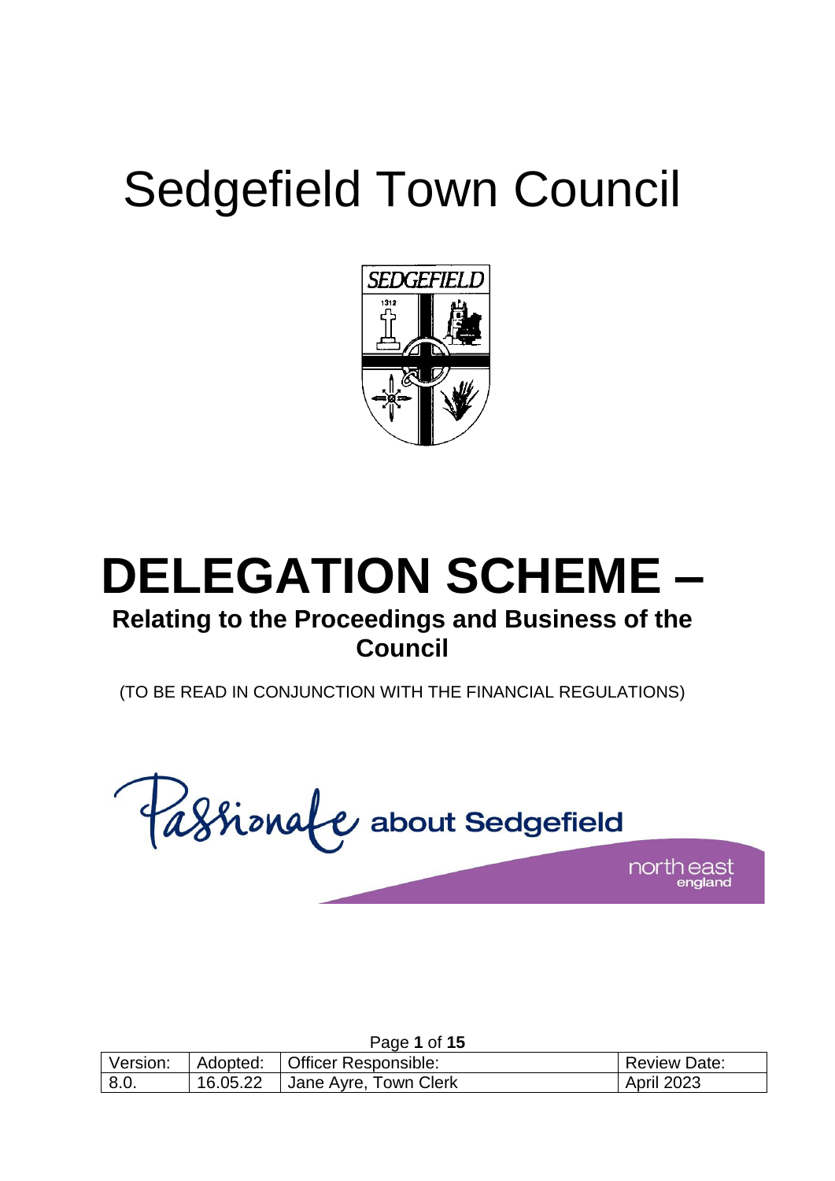# Sedgefield Town Council

# DELEGATION SCHEME –

## Relating to the Proceedings and Business of the Council

(TO BE READ IN CONJUNCTION WITH THE FINANCIAL REGULATIONS)

Passionate about Sedgefield

north east england

| Version: | Adopted: | Officer Responsible: | Review Date: |
|---|---|---|---|
| 8.0. | 16.05.22 | Jane Ayre, Town Clerk | April 2023 |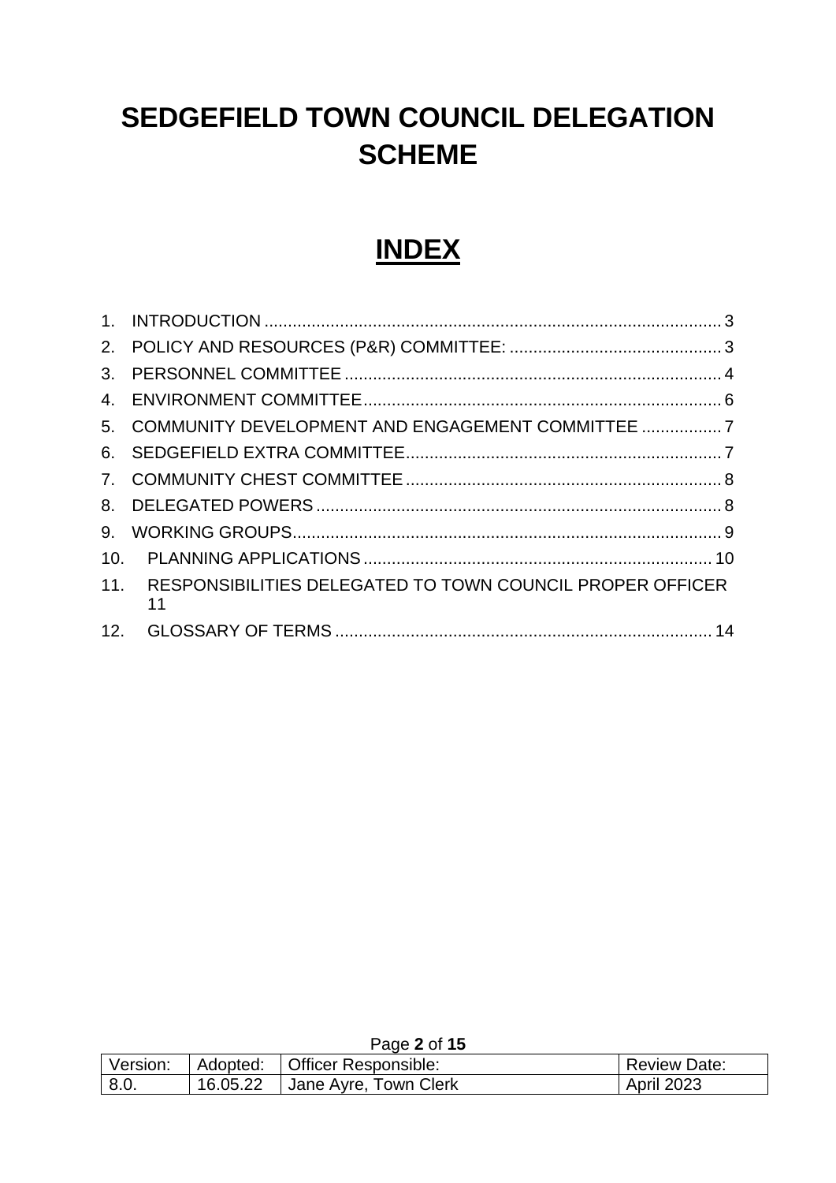# SEDGEFIELD TOWN COUNCIL DELEGATION SCHEME

## INDEX

1. INTRODUCTION ................................................................................................ 3
2. POLICY AND RESOURCES (P&R) COMMITTEE: ............................................. 3
3. PERSONNEL COMMITTEE ................................................................................ 4
4. ENVIRONMENT COMMITTEE............................................................................ 6
5. COMMUNITY DEVELOPMENT AND ENGAGEMENT COMMITTEE ................. 7
6. SEDGEFIELD EXTRA COMMITTEE................................................................... 7
7. COMMUNITY CHEST COMMITTEE ................................................................... 8
8. DELEGATED POWERS ...................................................................................... 8
9. WORKING GROUPS........................................................................................... 9
10. PLANNING APPLICATIONS .......................................................................... 10
11. RESPONSIBILITIES DELEGATED TO TOWN COUNCIL PROPER OFFICER 11
12. GLOSSARY OF TERMS ................................................................................ 14

| Version: | Adopted: | Officer Responsible: | Review Date: |
|---|---|---|---|
| 8.0. | 16.05.22 | Jane Ayre, Town Clerk | April 2023 |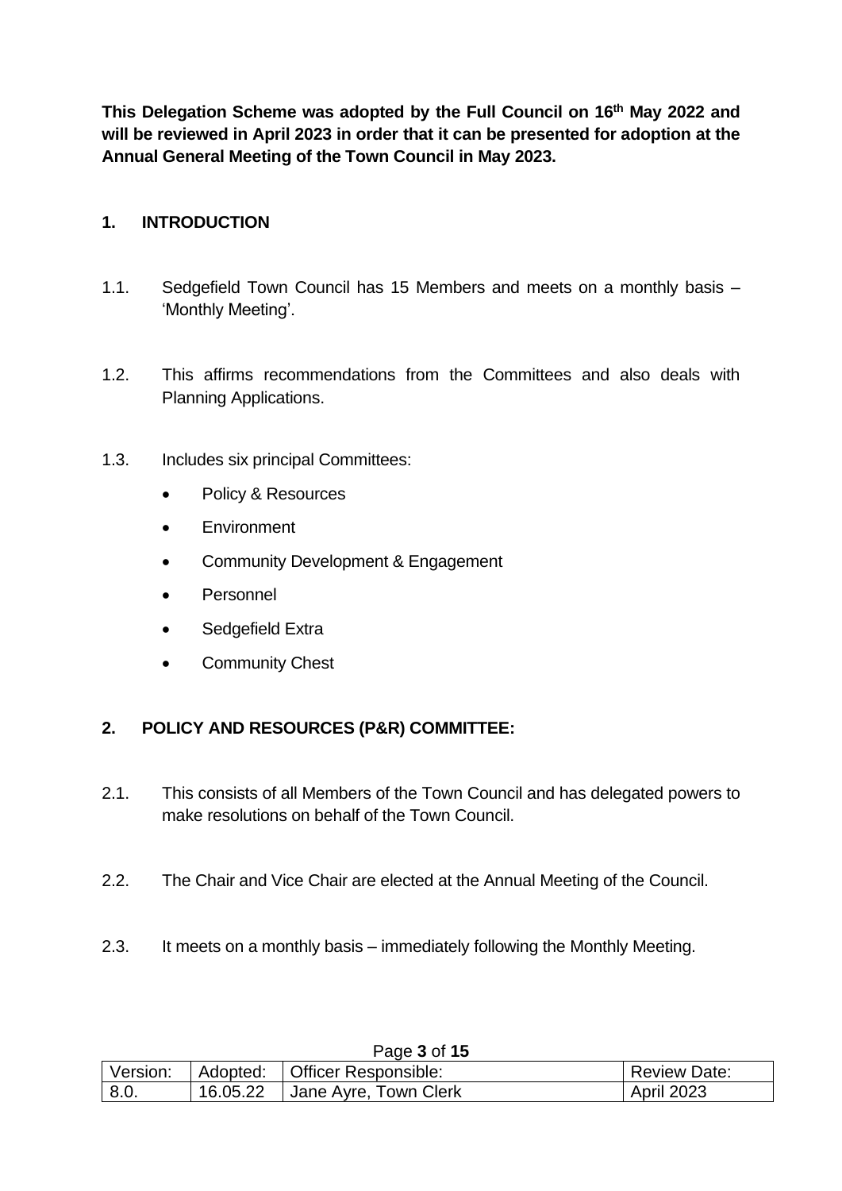**This Delegation Scheme was adopted by the Full Council on 16th May 2022 and will be reviewed in April 2023 in order that it can be presented for adoption at the Annual General Meeting of the Town Council in May 2023.**

## 1. INTRODUCTION

1.1. Sedgefield Town Council has 15 Members and meets on a monthly basis – 'Monthly Meeting'.

1.2. This affirms recommendations from the Committees and also deals with Planning Applications.

1.3. Includes six principal Committees:

- Policy & Resources
- Environment
- Community Development & Engagement
- Personnel
- Sedgefield Extra
- Community Chest

## 2. POLICY AND RESOURCES (P&R) COMMITTEE:

2.1. This consists of all Members of the Town Council and has delegated powers to make resolutions on behalf of the Town Council.

2.2. The Chair and Vice Chair are elected at the Annual Meeting of the Council.

2.3. It meets on a monthly basis – immediately following the Monthly Meeting.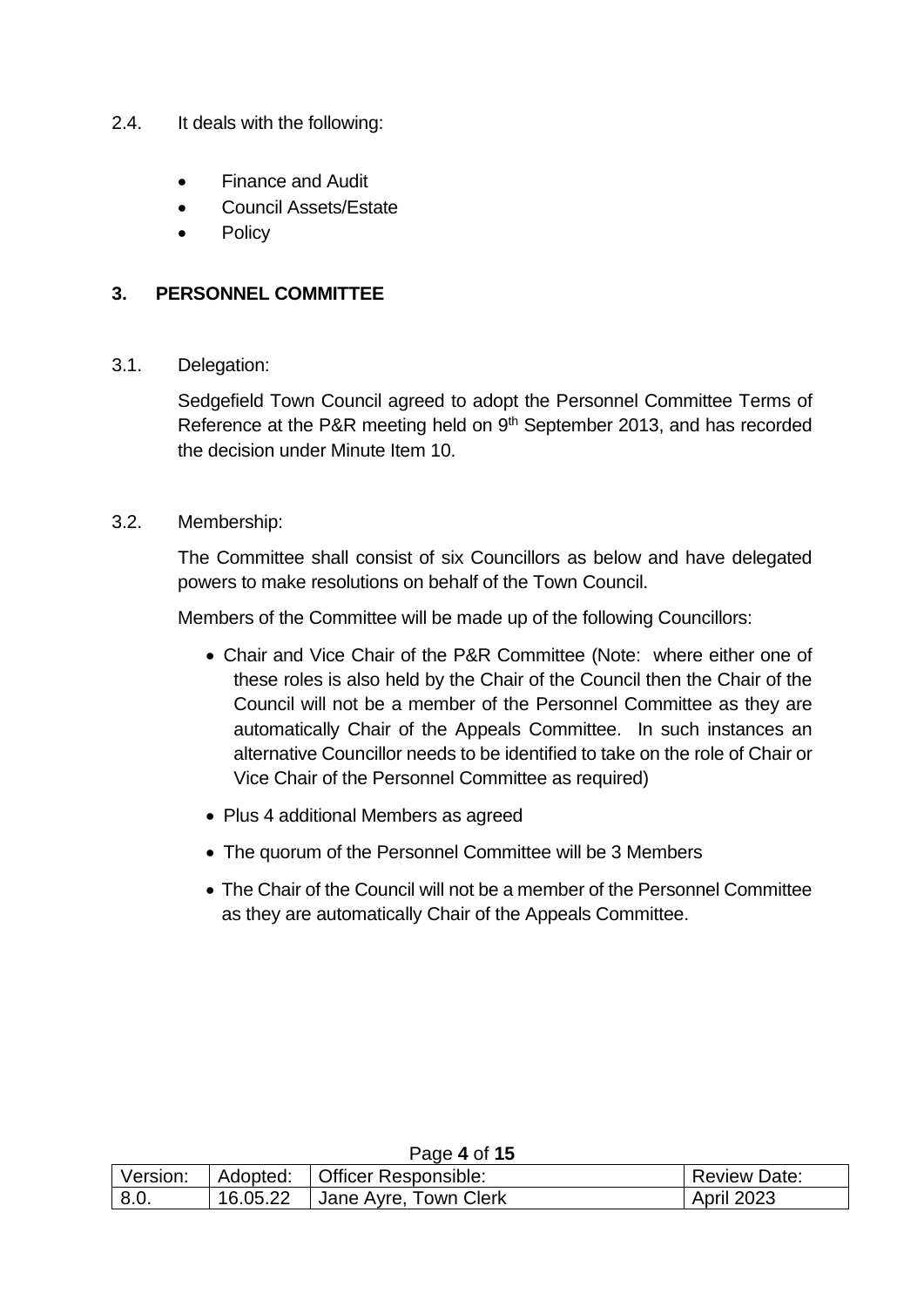2.4. It deals with the following:

- Finance and Audit
- Council Assets/Estate
- Policy

## 3. PERSONNEL COMMITTEE

3.1. Delegation:

Sedgefield Town Council agreed to adopt the Personnel Committee Terms of Reference at the P&R meeting held on 9th September 2013, and has recorded the decision under Minute Item 10.

3.2. Membership:

The Committee shall consist of six Councillors as below and have delegated powers to make resolutions on behalf of the Town Council.

Members of the Committee will be made up of the following Councillors:

- Chair and Vice Chair of the P&R Committee (Note: where either one of these roles is also held by the Chair of the Council then the Chair of the Council will not be a member of the Personnel Committee as they are automatically Chair of the Appeals Committee. In such instances an alternative Councillor needs to be identified to take on the role of Chair or Vice Chair of the Personnel Committee as required)
- Plus 4 additional Members as agreed
- The quorum of the Personnel Committee will be 3 Members
- The Chair of the Council will not be a member of the Personnel Committee as they are automatically Chair of the Appeals Committee.

| Version: | Adopted: | Officer Responsible: | Review Date: |
| --- | --- | --- | --- |
| 8.0. | 16.05.22 | Jane Ayre, Town Clerk | April 2023 |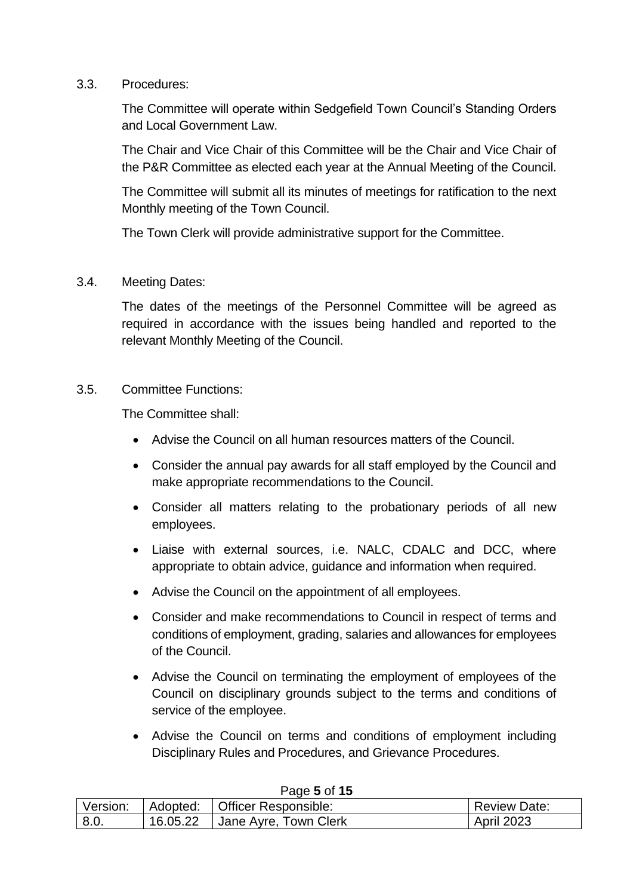### 3.3. Procedures:

The Committee will operate within Sedgefield Town Council's Standing Orders and Local Government Law.

The Chair and Vice Chair of this Committee will be the Chair and Vice Chair of the P&R Committee as elected each year at the Annual Meeting of the Council.

The Committee will submit all its minutes of meetings for ratification to the next Monthly meeting of the Town Council.

The Town Clerk will provide administrative support for the Committee.

### 3.4. Meeting Dates:

The dates of the meetings of the Personnel Committee will be agreed as required in accordance with the issues being handled and reported to the relevant Monthly Meeting of the Council.

### 3.5. Committee Functions:

The Committee shall:

- Advise the Council on all human resources matters of the Council.
- Consider the annual pay awards for all staff employed by the Council and make appropriate recommendations to the Council.
- Consider all matters relating to the probationary periods of all new employees.
- Liaise with external sources, i.e. NALC, CDALC and DCC, where appropriate to obtain advice, guidance and information when required.
- Advise the Council on the appointment of all employees.
- Consider and make recommendations to Council in respect of terms and conditions of employment, grading, salaries and allowances for employees of the Council.
- Advise the Council on terminating the employment of employees of the Council on disciplinary grounds subject to the terms and conditions of service of the employee.
- Advise the Council on terms and conditions of employment including Disciplinary Rules and Procedures, and Grievance Procedures.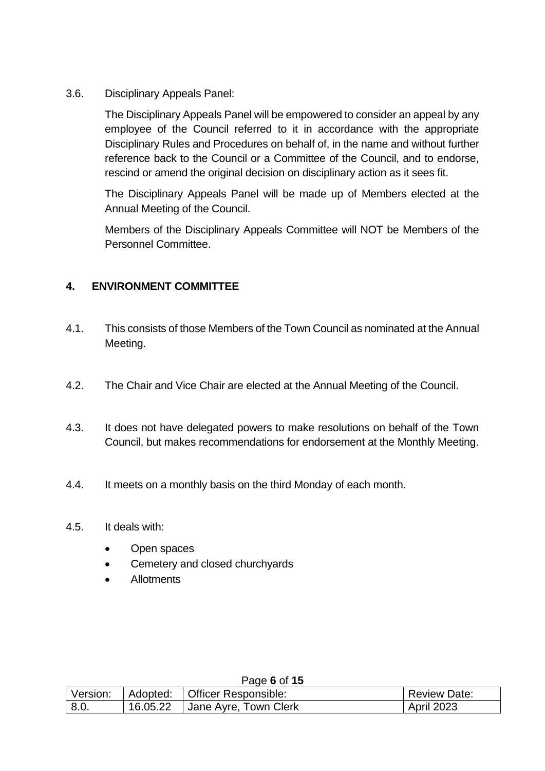3.6. Disciplinary Appeals Panel:

The Disciplinary Appeals Panel will be empowered to consider an appeal by any employee of the Council referred to it in accordance with the appropriate Disciplinary Rules and Procedures on behalf of, in the name and without further reference back to the Council or a Committee of the Council, and to endorse, rescind or amend the original decision on disciplinary action as it sees fit.

The Disciplinary Appeals Panel will be made up of Members elected at the Annual Meeting of the Council.

Members of the Disciplinary Appeals Committee will NOT be Members of the Personnel Committee.

## 4. ENVIRONMENT COMMITTEE

4.1. This consists of those Members of the Town Council as nominated at the Annual Meeting.

4.2. The Chair and Vice Chair are elected at the Annual Meeting of the Council.

4.3. It does not have delegated powers to make resolutions on behalf of the Town Council, but makes recommendations for endorsement at the Monthly Meeting.

4.4. It meets on a monthly basis on the third Monday of each month.

4.5. It deals with:

- Open spaces
- Cemetery and closed churchyards
- Allotments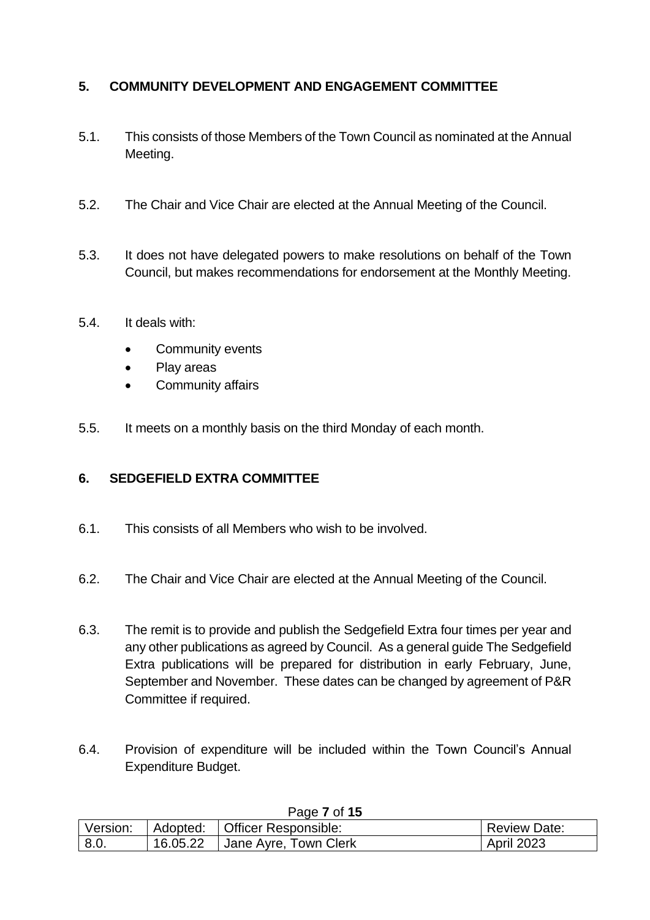## 5. COMMUNITY DEVELOPMENT AND ENGAGEMENT COMMITTEE

5.1. This consists of those Members of the Town Council as nominated at the Annual Meeting.

5.2. The Chair and Vice Chair are elected at the Annual Meeting of the Council.

5.3. It does not have delegated powers to make resolutions on behalf of the Town Council, but makes recommendations for endorsement at the Monthly Meeting.

5.4. It deals with:

- Community events
- Play areas
- Community affairs

5.5. It meets on a monthly basis on the third Monday of each month.

## 6. SEDGEFIELD EXTRA COMMITTEE

6.1. This consists of all Members who wish to be involved.

6.2. The Chair and Vice Chair are elected at the Annual Meeting of the Council.

6.3. The remit is to provide and publish the Sedgefield Extra four times per year and any other publications as agreed by Council. As a general guide The Sedgefield Extra publications will be prepared for distribution in early February, June, September and November. These dates can be changed by agreement of P&R Committee if required.

6.4. Provision of expenditure will be included within the Town Council's Annual Expenditure Budget.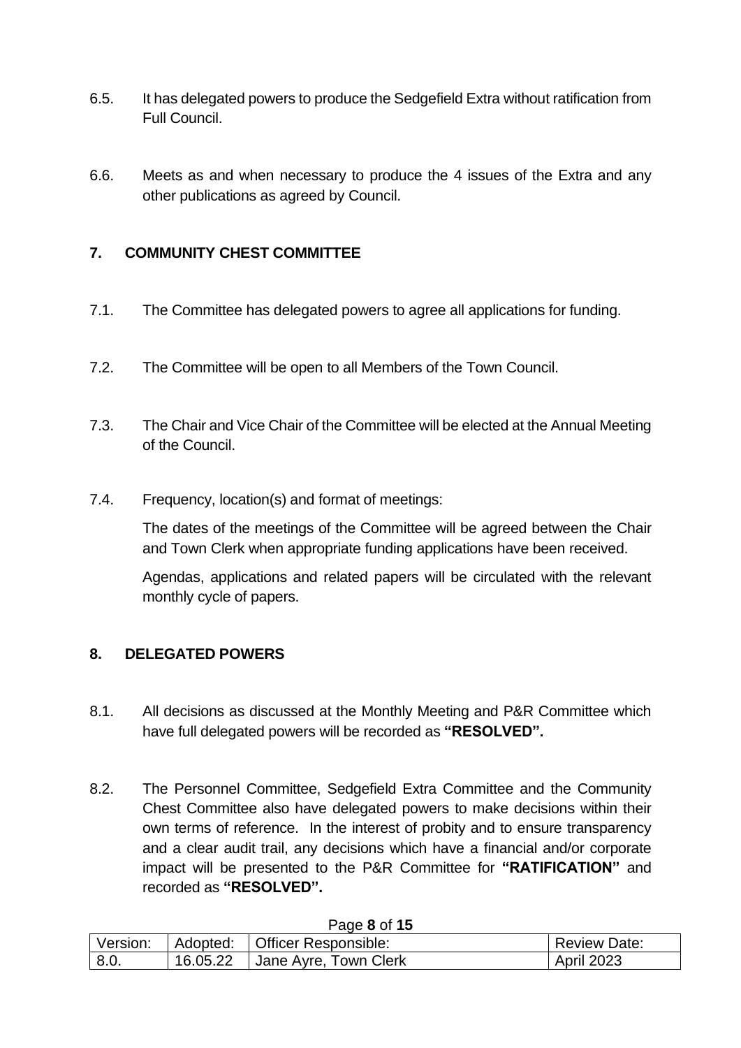6.5. It has delegated powers to produce the Sedgefield Extra without ratification from Full Council.

6.6. Meets as and when necessary to produce the 4 issues of the Extra and any other publications as agreed by Council.

## 7. COMMUNITY CHEST COMMITTEE

7.1. The Committee has delegated powers to agree all applications for funding.

7.2. The Committee will be open to all Members of the Town Council.

7.3. The Chair and Vice Chair of the Committee will be elected at the Annual Meeting of the Council.

7.4. Frequency, location(s) and format of meetings:

The dates of the meetings of the Committee will be agreed between the Chair and Town Clerk when appropriate funding applications have been received.

Agendas, applications and related papers will be circulated with the relevant monthly cycle of papers.

## 8. DELEGATED POWERS

8.1. All decisions as discussed at the Monthly Meeting and P&R Committee which have full delegated powers will be recorded as **"RESOLVED".**

8.2. The Personnel Committee, Sedgefield Extra Committee and the Community Chest Committee also have delegated powers to make decisions within their own terms of reference. In the interest of probity and to ensure transparency and a clear audit trail, any decisions which have a financial and/or corporate impact will be presented to the P&R Committee for **"RATIFICATION"** and recorded as **"RESOLVED".**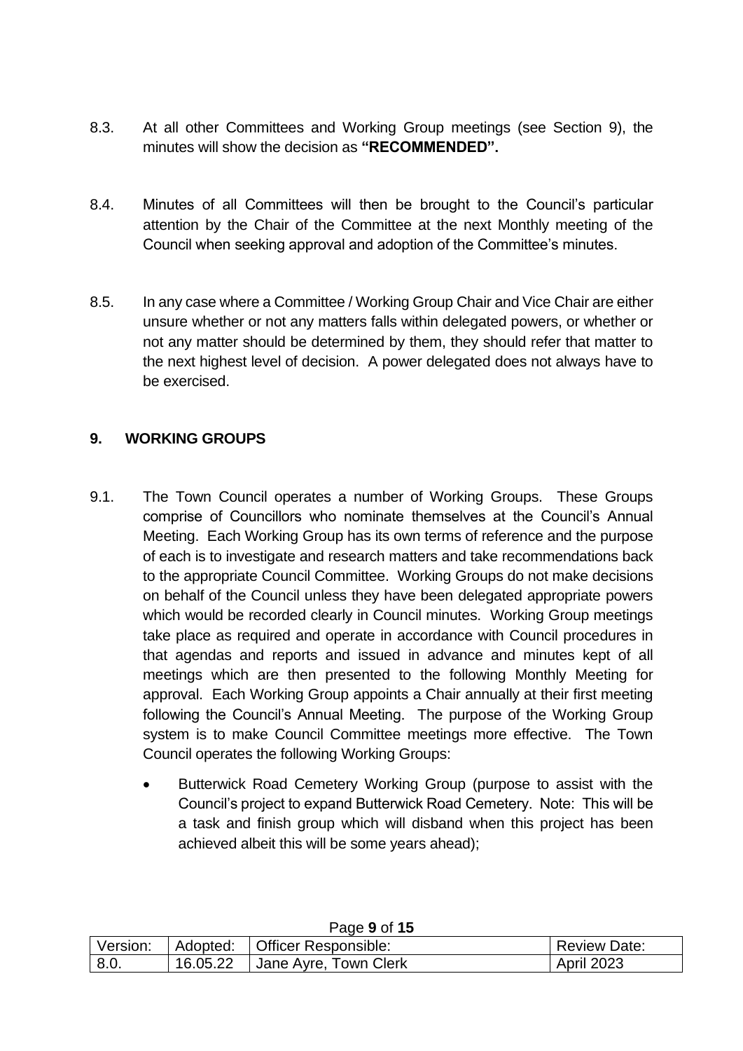8.3. At all other Committees and Working Group meetings (see Section 9), the minutes will show the decision as **"RECOMMENDED".**

8.4. Minutes of all Committees will then be brought to the Council's particular attention by the Chair of the Committee at the next Monthly meeting of the Council when seeking approval and adoption of the Committee's minutes.

8.5. In any case where a Committee / Working Group Chair and Vice Chair are either unsure whether or not any matters falls within delegated powers, or whether or not any matter should be determined by them, they should refer that matter to the next highest level of decision. A power delegated does not always have to be exercised.

## 9. WORKING GROUPS

9.1. The Town Council operates a number of Working Groups. These Groups comprise of Councillors who nominate themselves at the Council's Annual Meeting. Each Working Group has its own terms of reference and the purpose of each is to investigate and research matters and take recommendations back to the appropriate Council Committee. Working Groups do not make decisions on behalf of the Council unless they have been delegated appropriate powers which would be recorded clearly in Council minutes. Working Group meetings take place as required and operate in accordance with Council procedures in that agendas and reports and issued in advance and minutes kept of all meetings which are then presented to the following Monthly Meeting for approval. Each Working Group appoints a Chair annually at their first meeting following the Council's Annual Meeting. The purpose of the Working Group system is to make Council Committee meetings more effective. The Town Council operates the following Working Groups:

- Butterwick Road Cemetery Working Group (purpose to assist with the Council's project to expand Butterwick Road Cemetery. Note: This will be a task and finish group which will disband when this project has been achieved albeit this will be some years ahead);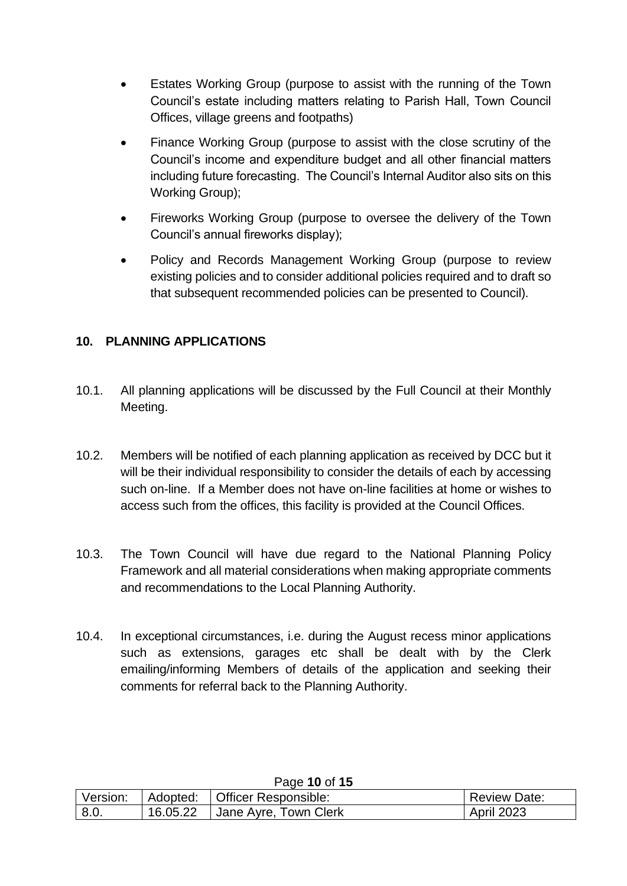- Estates Working Group (purpose to assist with the running of the Town Council's estate including matters relating to Parish Hall, Town Council Offices, village greens and footpaths)
- Finance Working Group (purpose to assist with the close scrutiny of the Council's income and expenditure budget and all other financial matters including future forecasting. The Council's Internal Auditor also sits on this Working Group);
- Fireworks Working Group (purpose to oversee the delivery of the Town Council's annual fireworks display);
- Policy and Records Management Working Group (purpose to review existing policies and to consider additional policies required and to draft so that subsequent recommended policies can be presented to Council).

## 10. PLANNING APPLICATIONS

10.1. All planning applications will be discussed by the Full Council at their Monthly Meeting.

10.2. Members will be notified of each planning application as received by DCC but it will be their individual responsibility to consider the details of each by accessing such on-line. If a Member does not have on-line facilities at home or wishes to access such from the offices, this facility is provided at the Council Offices.

10.3. The Town Council will have due regard to the National Planning Policy Framework and all material considerations when making appropriate comments and recommendations to the Local Planning Authority.

10.4. In exceptional circumstances, i.e. during the August recess minor applications such as extensions, garages etc shall be dealt with by the Clerk emailing/informing Members of details of the application and seeking their comments for referral back to the Planning Authority.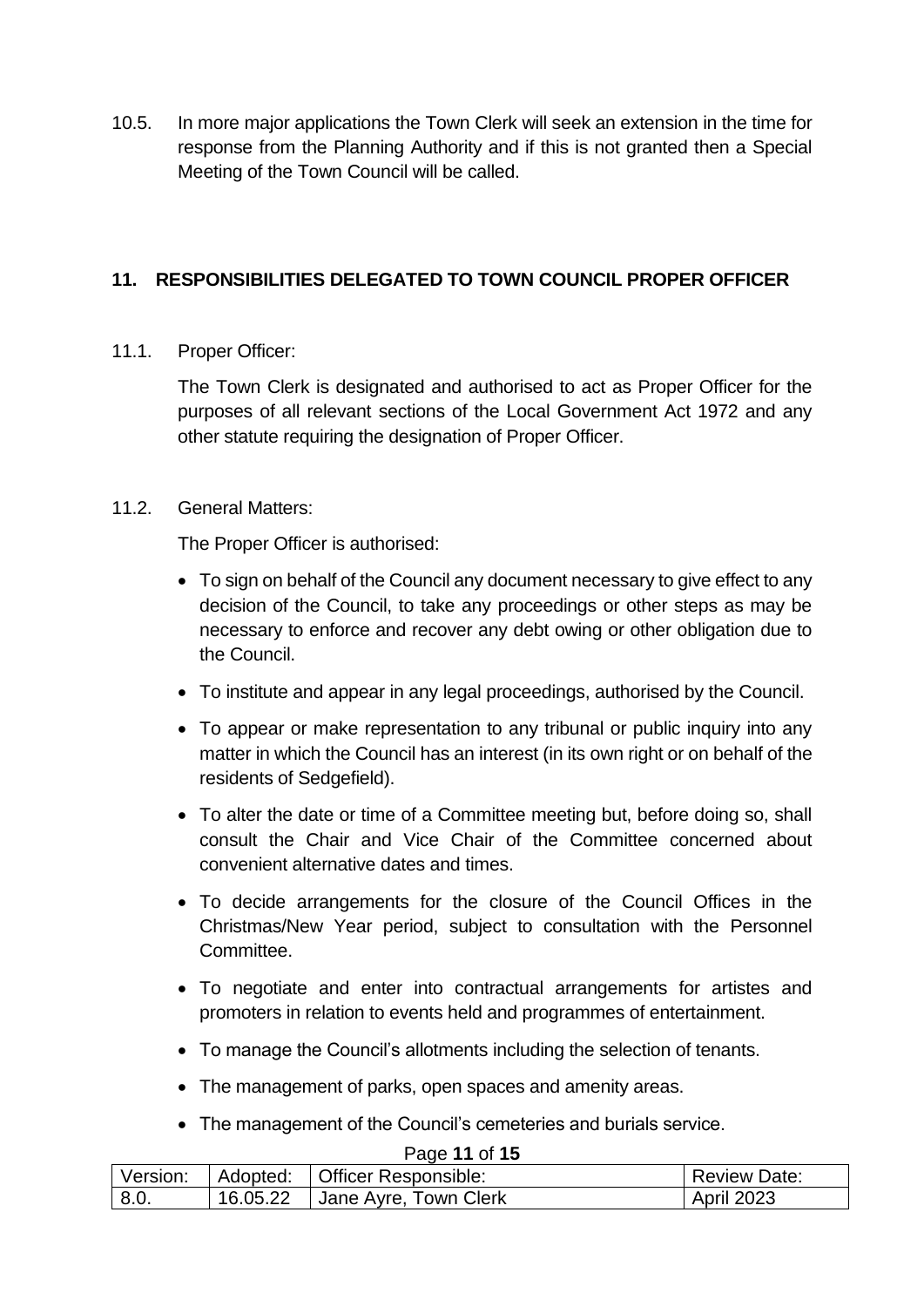10.5. In more major applications the Town Clerk will seek an extension in the time for response from the Planning Authority and if this is not granted then a Special Meeting of the Town Council will be called.

## 11. RESPONSIBILITIES DELEGATED TO TOWN COUNCIL PROPER OFFICER

11.1. Proper Officer:

The Town Clerk is designated and authorised to act as Proper Officer for the purposes of all relevant sections of the Local Government Act 1972 and any other statute requiring the designation of Proper Officer.

11.2. General Matters:

The Proper Officer is authorised:

- To sign on behalf of the Council any document necessary to give effect to any decision of the Council, to take any proceedings or other steps as may be necessary to enforce and recover any debt owing or other obligation due to the Council.
- To institute and appear in any legal proceedings, authorised by the Council.
- To appear or make representation to any tribunal or public inquiry into any matter in which the Council has an interest (in its own right or on behalf of the residents of Sedgefield).
- To alter the date or time of a Committee meeting but, before doing so, shall consult the Chair and Vice Chair of the Committee concerned about convenient alternative dates and times.
- To decide arrangements for the closure of the Council Offices in the Christmas/New Year period, subject to consultation with the Personnel Committee.
- To negotiate and enter into contractual arrangements for artistes and promoters in relation to events held and programmes of entertainment.
- To manage the Council's allotments including the selection of tenants.
- The management of parks, open spaces and amenity areas.
- The management of the Council's cemeteries and burials service.

| Version: | Adopted: | Officer Responsible: | Review Date: |
|---|---|---|---|
| 8.0. | 16.05.22 | Jane Ayre, Town Clerk | April 2023 |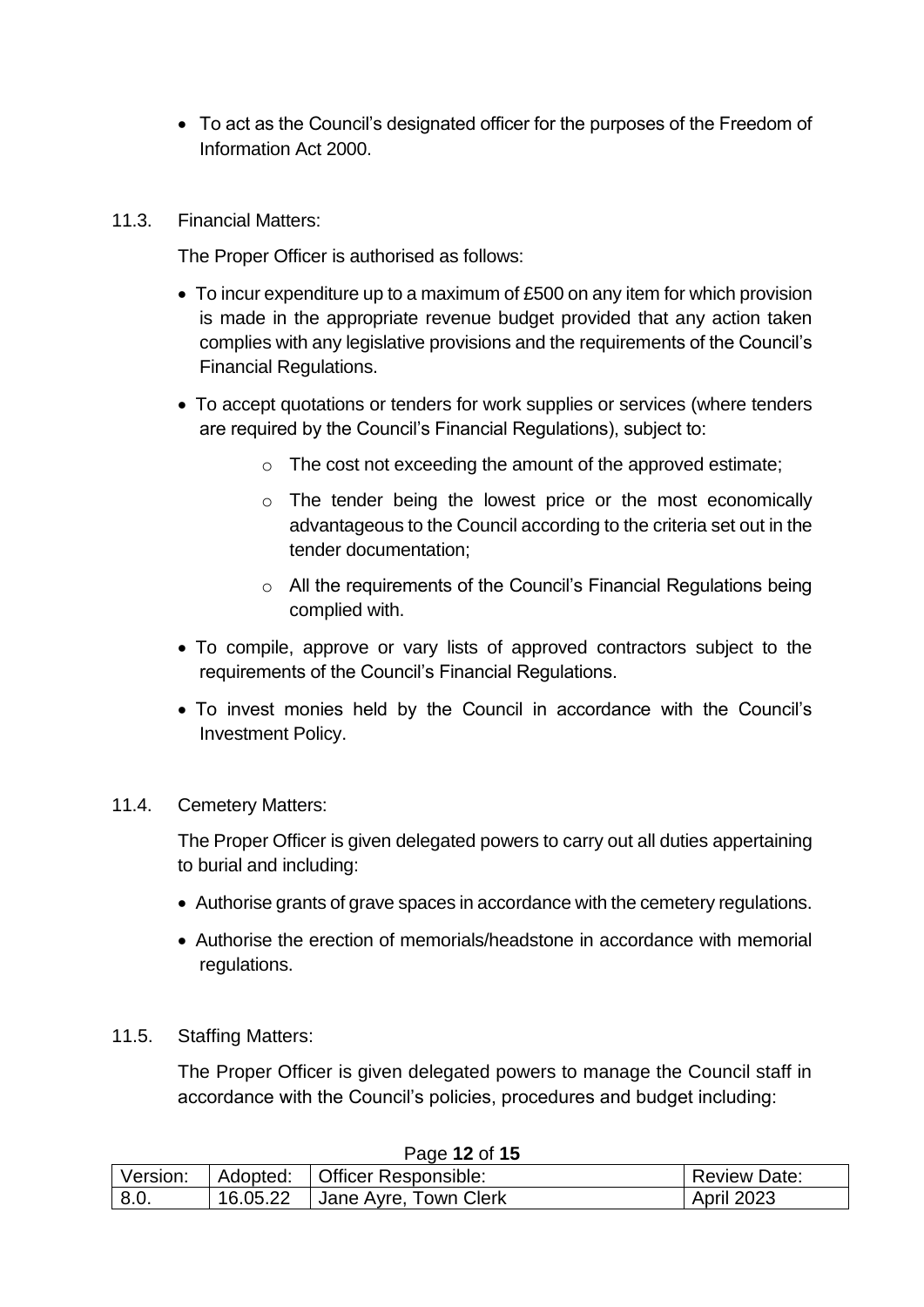- To act as the Council's designated officer for the purposes of the Freedom of Information Act 2000.

11.3. Financial Matters:

The Proper Officer is authorised as follows:

- To incur expenditure up to a maximum of £500 on any item for which provision is made in the appropriate revenue budget provided that any action taken complies with any legislative provisions and the requirements of the Council's Financial Regulations.
- To accept quotations or tenders for work supplies or services (where tenders are required by the Council's Financial Regulations), subject to:
    - The cost not exceeding the amount of the approved estimate;
    - The tender being the lowest price or the most economically advantageous to the Council according to the criteria set out in the tender documentation;
    - All the requirements of the Council's Financial Regulations being complied with.
- To compile, approve or vary lists of approved contractors subject to the requirements of the Council's Financial Regulations.
- To invest monies held by the Council in accordance with the Council's Investment Policy.

11.4. Cemetery Matters:

The Proper Officer is given delegated powers to carry out all duties appertaining to burial and including:

- Authorise grants of grave spaces in accordance with the cemetery regulations.
- Authorise the erection of memorials/headstone in accordance with memorial regulations.

11.5. Staffing Matters:

The Proper Officer is given delegated powers to manage the Council staff in accordance with the Council's policies, procedures and budget including: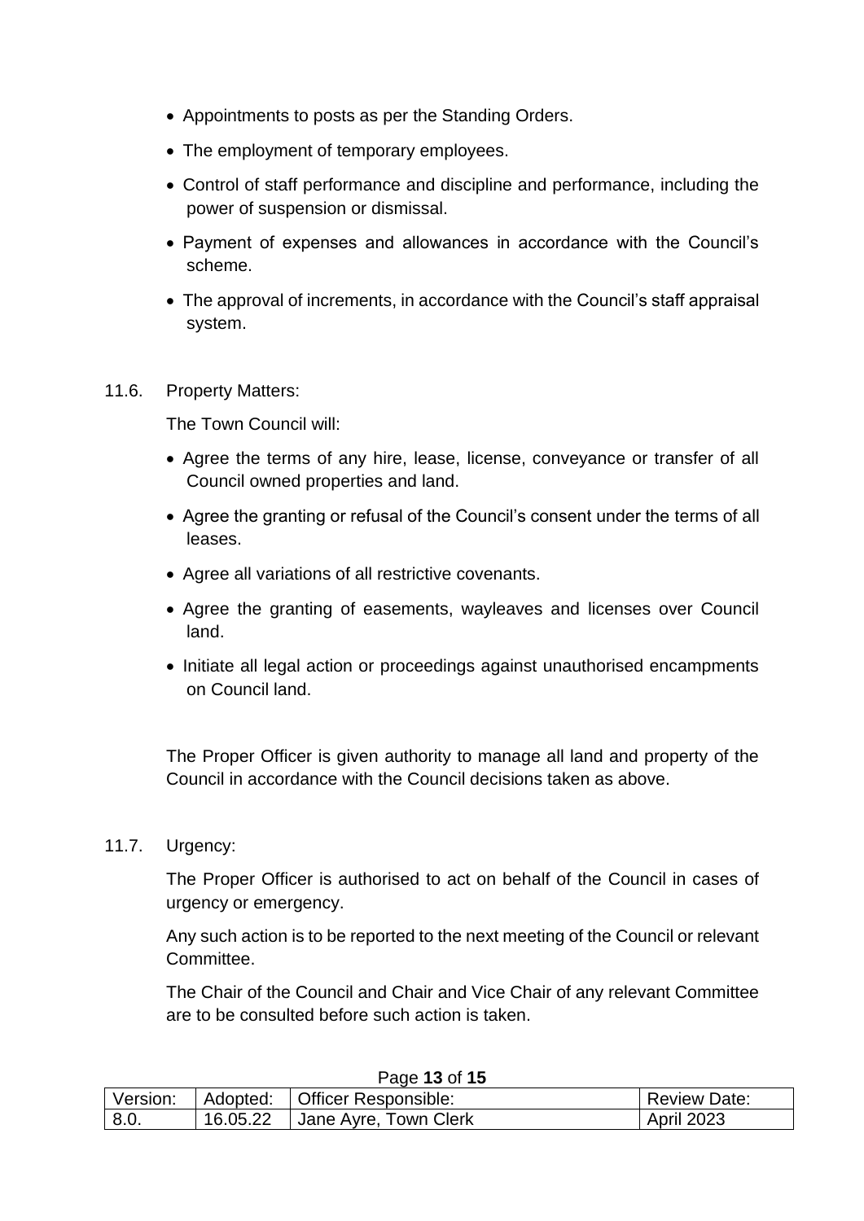- Appointments to posts as per the Standing Orders.
- The employment of temporary employees.
- Control of staff performance and discipline and performance, including the power of suspension or dismissal.
- Payment of expenses and allowances in accordance with the Council's scheme.
- The approval of increments, in accordance with the Council's staff appraisal system.

11.6. Property Matters:

The Town Council will:

- Agree the terms of any hire, lease, license, conveyance or transfer of all Council owned properties and land.
- Agree the granting or refusal of the Council's consent under the terms of all leases.
- Agree all variations of all restrictive covenants.
- Agree the granting of easements, wayleaves and licenses over Council land.
- Initiate all legal action or proceedings against unauthorised encampments on Council land.

The Proper Officer is given authority to manage all land and property of the Council in accordance with the Council decisions taken as above.

11.7. Urgency:

The Proper Officer is authorised to act on behalf of the Council in cases of urgency or emergency.

Any such action is to be reported to the next meeting of the Council or relevant Committee.

The Chair of the Council and Chair and Vice Chair of any relevant Committee are to be consulted before such action is taken.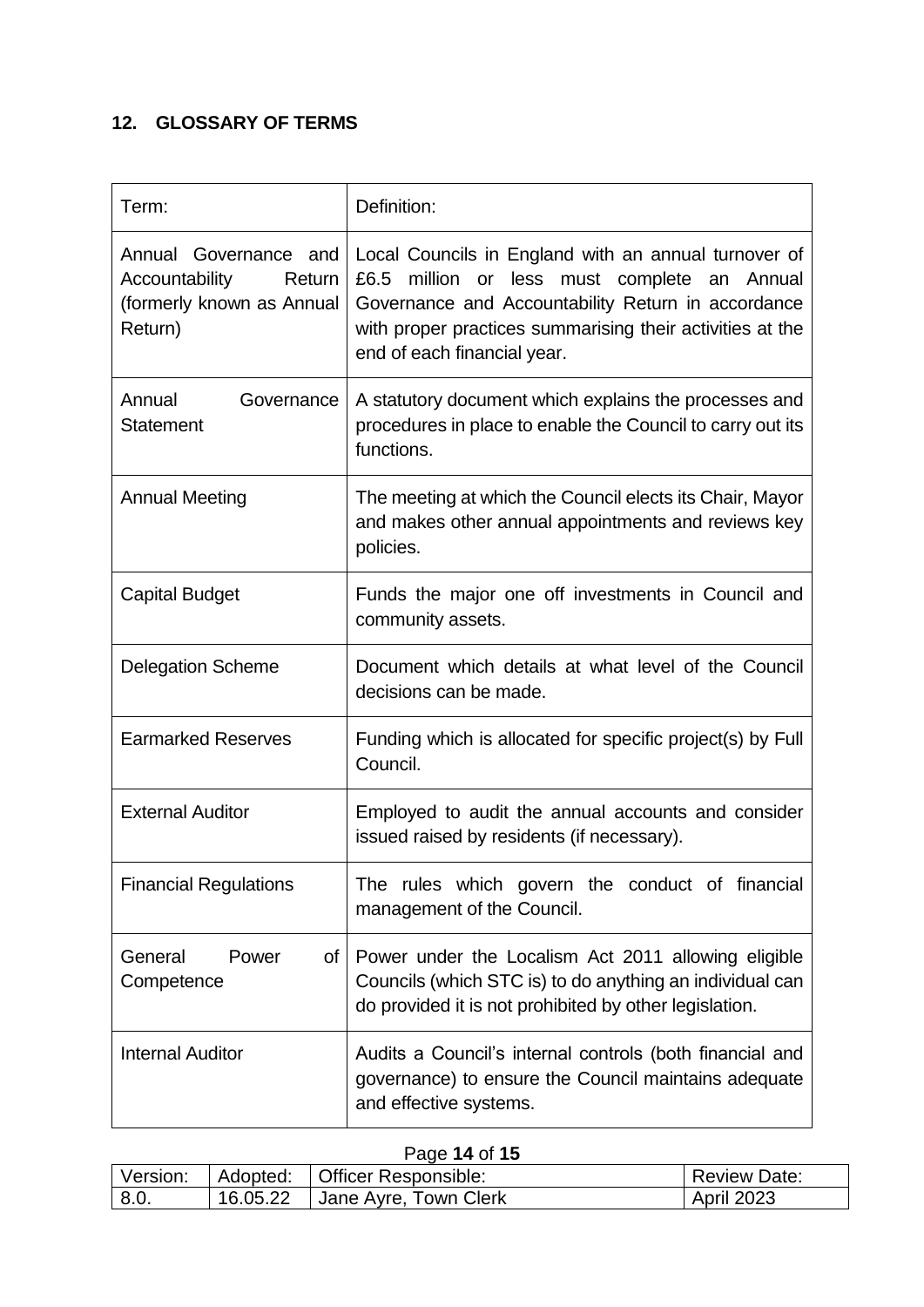## 12. GLOSSARY OF TERMS

| Term: | Definition: |
|---|---|
| Annual Governance and Accountability Return (formerly known as Annual Return) | Local Councils in England with an annual turnover of £6.5 million or less must complete an Annual Governance and Accountability Return in accordance with proper practices summarising their activities at the end of each financial year. |
| Annual Governance Statement | A statutory document which explains the processes and procedures in place to enable the Council to carry out its functions. |
| Annual Meeting | The meeting at which the Council elects its Chair, Mayor and makes other annual appointments and reviews key policies. |
| Capital Budget | Funds the major one off investments in Council and community assets. |
| Delegation Scheme | Document which details at what level of the Council decisions can be made. |
| Earmarked Reserves | Funding which is allocated for specific project(s) by Full Council. |
| External Auditor | Employed to audit the annual accounts and consider issued raised by residents (if necessary). |
| Financial Regulations | The rules which govern the conduct of financial management of the Council. |
| General Power of Competence | Power under the Localism Act 2011 allowing eligible Councils (which STC is) to do anything an individual can do provided it is not prohibited by other legislation. |
| Internal Auditor | Audits a Council's internal controls (both financial and governance) to ensure the Council maintains adequate and effective systems. |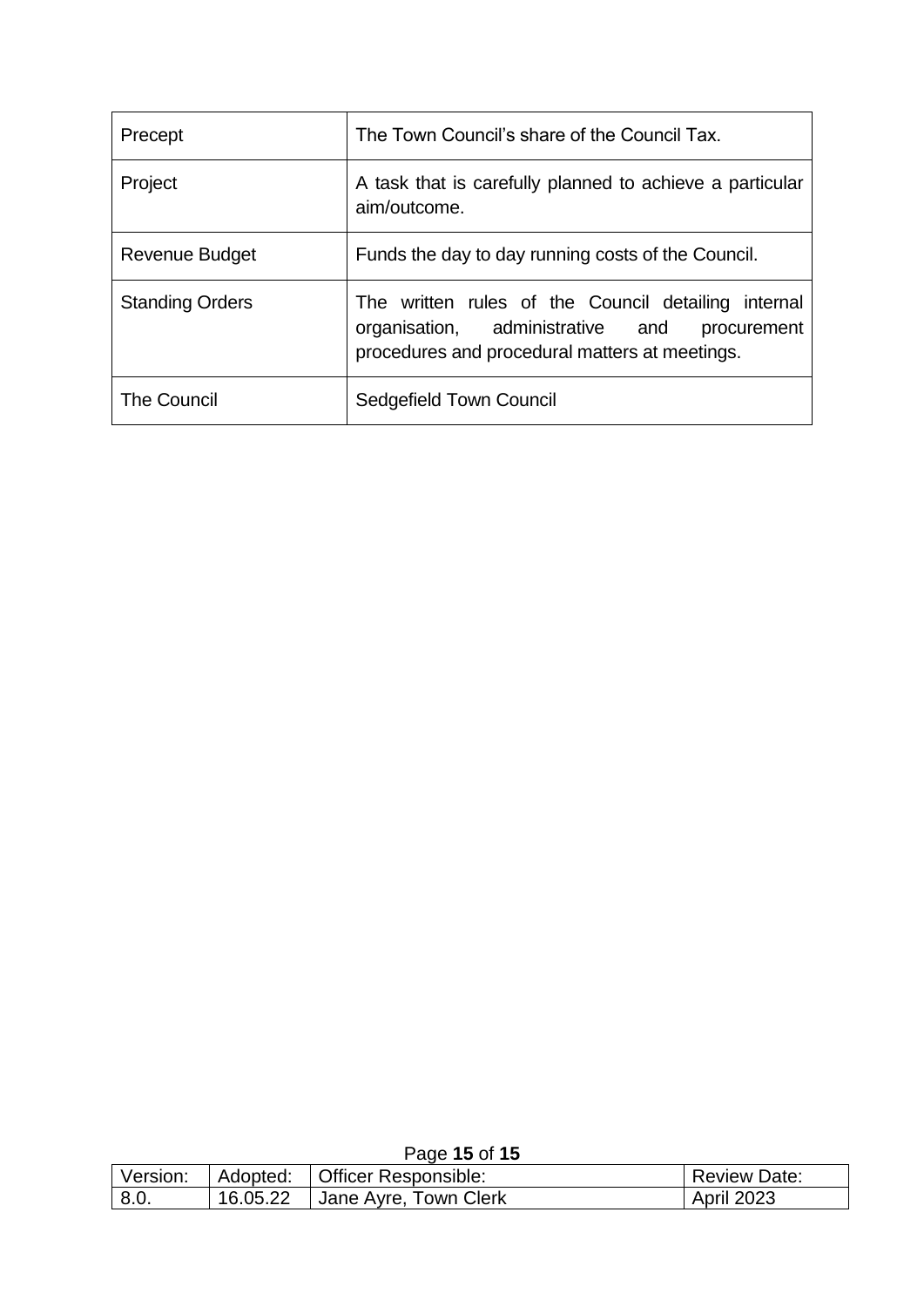| | |
|---|---|
| Precept | The Town Council's share of the Council Tax. |
| Project | A task that is carefully planned to achieve a particular aim/outcome. |
| Revenue Budget | Funds the day to day running costs of the Council. |
| Standing Orders | The written rules of the Council detailing internal organisation, administrative and procurement procedures and procedural matters at meetings. |
| The Council | Sedgefield Town Council |

| Version: | Adopted: | Officer Responsible: | Review Date: |
|---|---|---|---|
| 8.0. | 16.05.22 | Jane Ayre, Town Clerk | April 2023 |